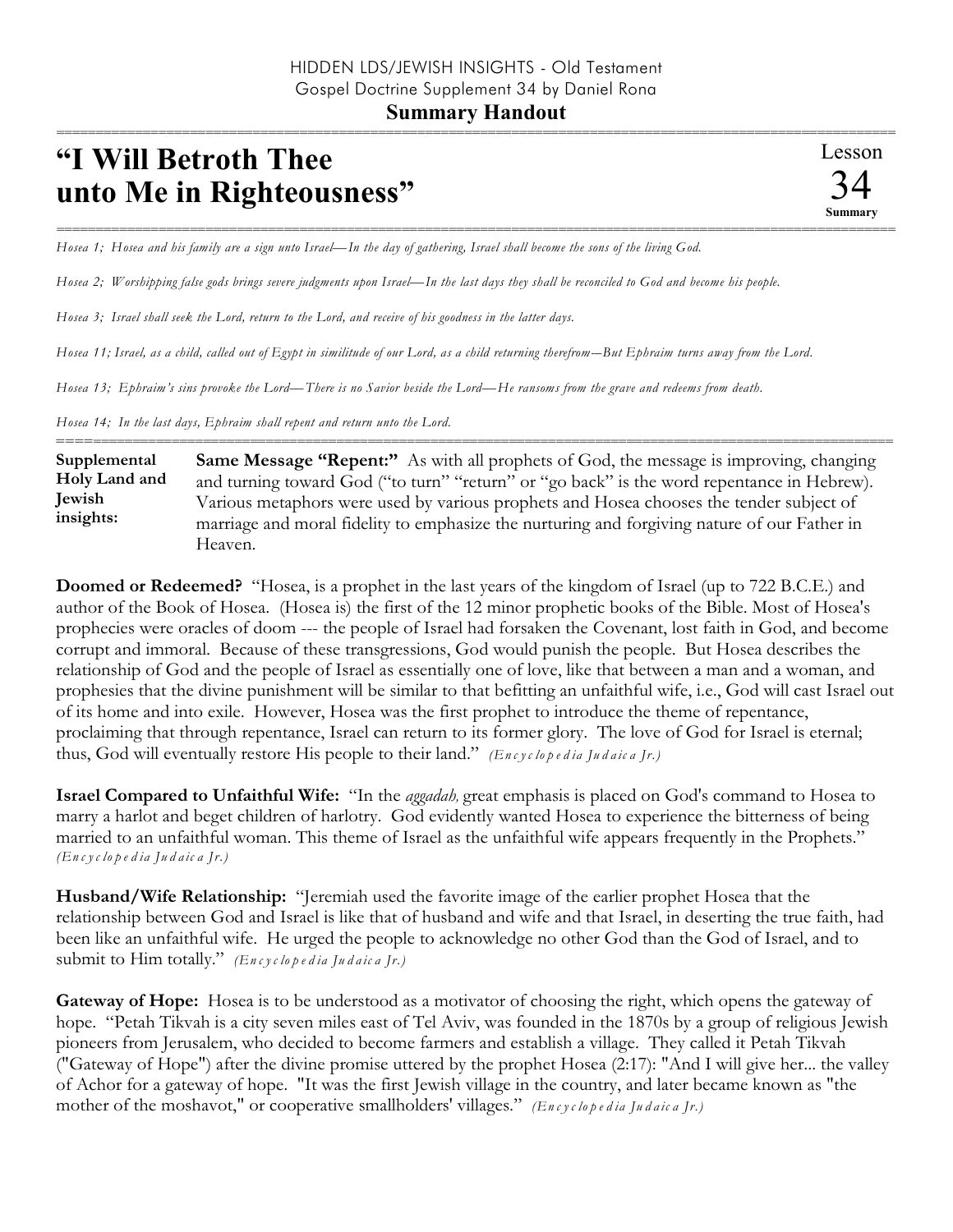HIDDEN LDS/JEWISH INSIGHTS - Old Testament
Gospel Doctrine Supplement 34 by Daniel Rona

**Summary Handout**

# "I Will Betroth Thee unto Me in Righteousness"

Lesson 34 **Summary**

*Hosea 1; Hosea and his family are a sign unto Israel—In the day of gathering, Israel shall become the sons of the living God.*

*Hosea 2; Worshipping false gods brings severe judgments upon Israel—In the last days they shall be reconciled to God and become his people.*

*Hosea 3; Israel shall seek the Lord, return to the Lord, and receive of his goodness in the latter days.*

*Hosea 11; Israel, as a child, called out of Egypt in similitude of our Lord, as a child returning therefrom—But Ephraim turns away from the Lord.*

*Hosea 13; Ephraim's sins provoke the Lord—There is no Savior beside the Lord—He ransoms from the grave and redeems from death.*

*Hosea 14; In the last days, Ephraim shall repent and return unto the Lord.*

**Supplemental Holy Land and Jewish insights:**

**Same Message "Repent:"** As with all prophets of God, the message is improving, changing and turning toward God ("to turn" "return" or "go back" is the word repentance in Hebrew). Various metaphors were used by various prophets and Hosea chooses the tender subject of marriage and moral fidelity to emphasize the nurturing and forgiving nature of our Father in Heaven.

**Doomed or Redeemed?** "Hosea, is a prophet in the last years of the kingdom of Israel (up to 722 B.C.E.) and author of the Book of Hosea. (Hosea is) the first of the 12 minor prophetic books of the Bible. Most of Hosea's prophecies were oracles of doom --- the people of Israel had forsaken the Covenant, lost faith in God, and become corrupt and immoral. Because of these transgressions, God would punish the people. But Hosea describes the relationship of God and the people of Israel as essentially one of love, like that between a man and a woman, and prophesies that the divine punishment will be similar to that befitting an unfaithful wife, i.e., God will cast Israel out of its home and into exile. However, Hosea was the first prophet to introduce the theme of repentance, proclaiming that through repentance, Israel can return to its former glory. The love of God for Israel is eternal; thus, God will eventually restore His people to their land." *(Encyclopedia Judaica Jr.)*

**Israel Compared to Unfaithful Wife:** "In the *aggadah,* great emphasis is placed on God's command to Hosea to marry a harlot and beget children of harlotry. God evidently wanted Hosea to experience the bitterness of being married to an unfaithful woman. This theme of Israel as the unfaithful wife appears frequently in the Prophets." *(Encyclopedia Judaica Jr.)*

**Husband/Wife Relationship:** "Jeremiah used the favorite image of the earlier prophet Hosea that the relationship between God and Israel is like that of husband and wife and that Israel, in deserting the true faith, had been like an unfaithful wife. He urged the people to acknowledge no other God than the God of Israel, and to submit to Him totally." *(Encyclopedia Judaica Jr.)*

**Gateway of Hope:** Hosea is to be understood as a motivator of choosing the right, which opens the gateway of hope. "Petah Tikvah is a city seven miles east of Tel Aviv, was founded in the 1870s by a group of religious Jewish pioneers from Jerusalem, who decided to become farmers and establish a village. They called it Petah Tikvah ("Gateway of Hope") after the divine promise uttered by the prophet Hosea (2:17): "And I will give her... the valley of Achor for a gateway of hope. "It was the first Jewish village in the country, and later became known as "the mother of the moshavot," or cooperative smallholders' villages." *(Encyclopedia Judaica Jr.)*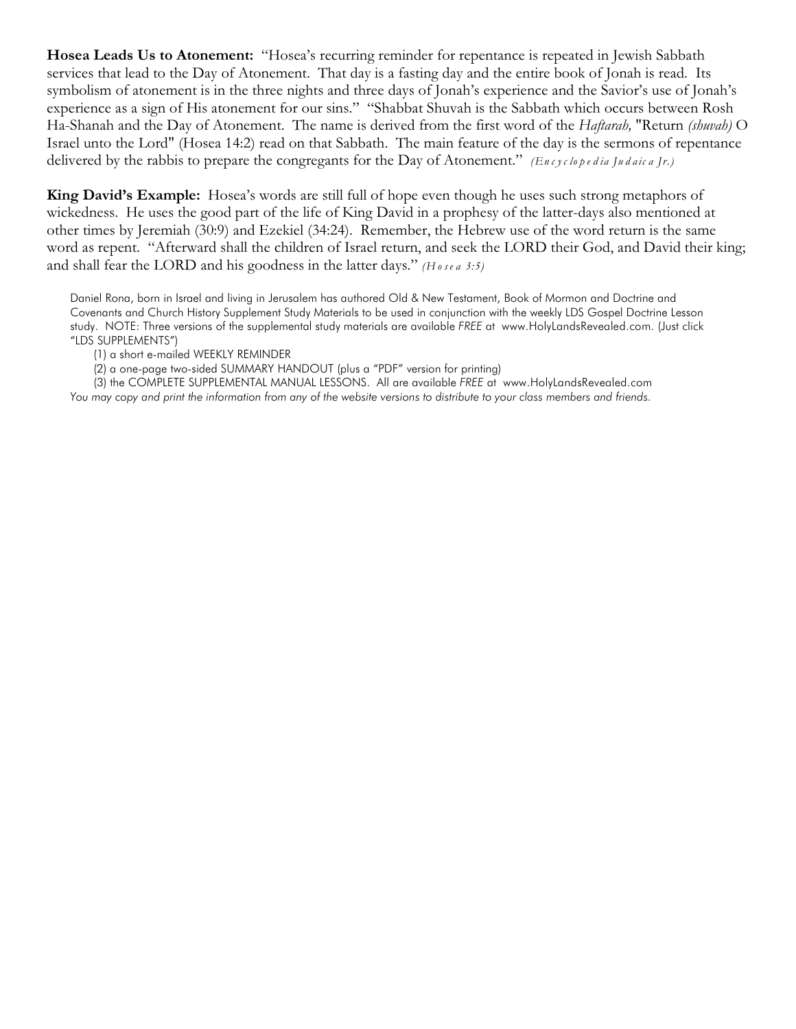**Hosea Leads Us to Atonement:** "Hosea's recurring reminder for repentance is repeated in Jewish Sabbath services that lead to the Day of Atonement. That day is a fasting day and the entire book of Jonah is read. Its symbolism of atonement is in the three nights and three days of Jonah's experience and the Savior's use of Jonah's experience as a sign of His atonement for our sins." "Shabbat Shuvah is the Sabbath which occurs between Rosh Ha-Shanah and the Day of Atonement. The name is derived from the first word of the *Haftarah,* "Return *(shuvah)* O Israel unto the Lord" (Hosea 14:2) read on that Sabbath. The main feature of the day is the sermons of repentance delivered by the rabbis to prepare the congregants for the Day of Atonement." *(Encyclopedia Judaica Jr.)*

**King David's Example:** Hosea's words are still full of hope even though he uses such strong metaphors of wickedness. He uses the good part of the life of King David in a prophesy of the latter-days also mentioned at other times by Jeremiah (30:9) and Ezekiel (34:24). Remember, the Hebrew use of the word return is the same word as repent. "Afterward shall the children of Israel return, and seek the LORD their God, and David their king; and shall fear the LORD and his goodness in the latter days." *(Hosea 3:5)*

Daniel Rona, born in Israel and living in Jerusalem has authored Old & New Testament, Book of Mormon and Doctrine and Covenants and Church History Supplement Study Materials to be used in conjunction with the weekly LDS Gospel Doctrine Lesson study. NOTE: Three versions of the supplemental study materials are available *FREE* at www.HolyLandsRevealed.com. (Just click "LDS SUPPLEMENTS")

(1) a short e-mailed WEEKLY REMINDER

(2) a one-page two-sided SUMMARY HANDOUT (plus a "PDF" version for printing)

(3) the COMPLETE SUPPLEMENTAL MANUAL LESSONS. All are available *FREE* at www.HolyLandsRevealed.com

*You may copy and print the information from any of the website versions to distribute to your class members and friends.*